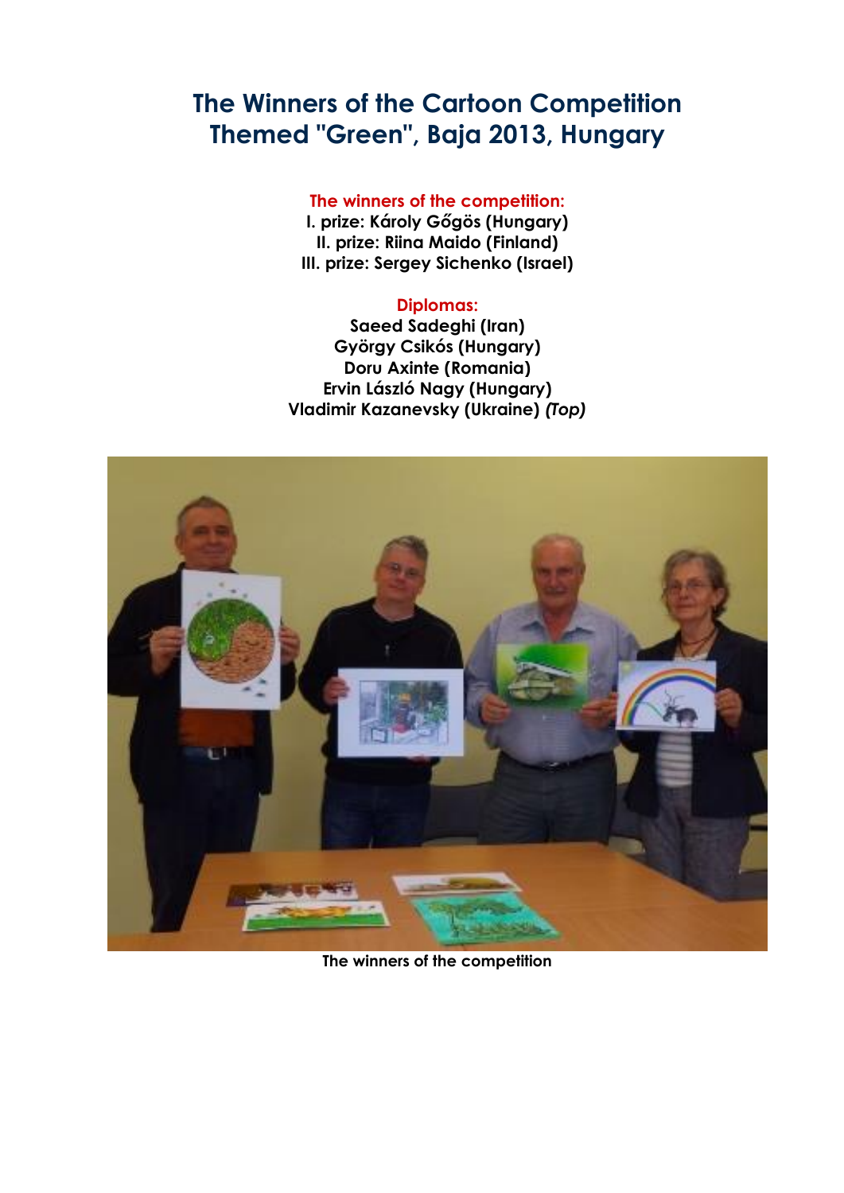# The Winners of the Cartoon Competition Themed "Green", Baja 2013, Hungary

**The winners of the competition:**

**I. prize: Károly Gőgös (Hungary)**
**II. prize: Riina Maido (Finland)**
**III. prize: Sergey Sichenko (Israel)**

**Diplomas:**

**Saeed Sadeghi (Iran)**
**György Csikós (Hungary)**
**Doru Axinte (Romania)**
**Ervin László Nagy (Hungary)**
**Vladimir Kazanevsky (Ukraine)** ***(Top)***

**The winners of the competition**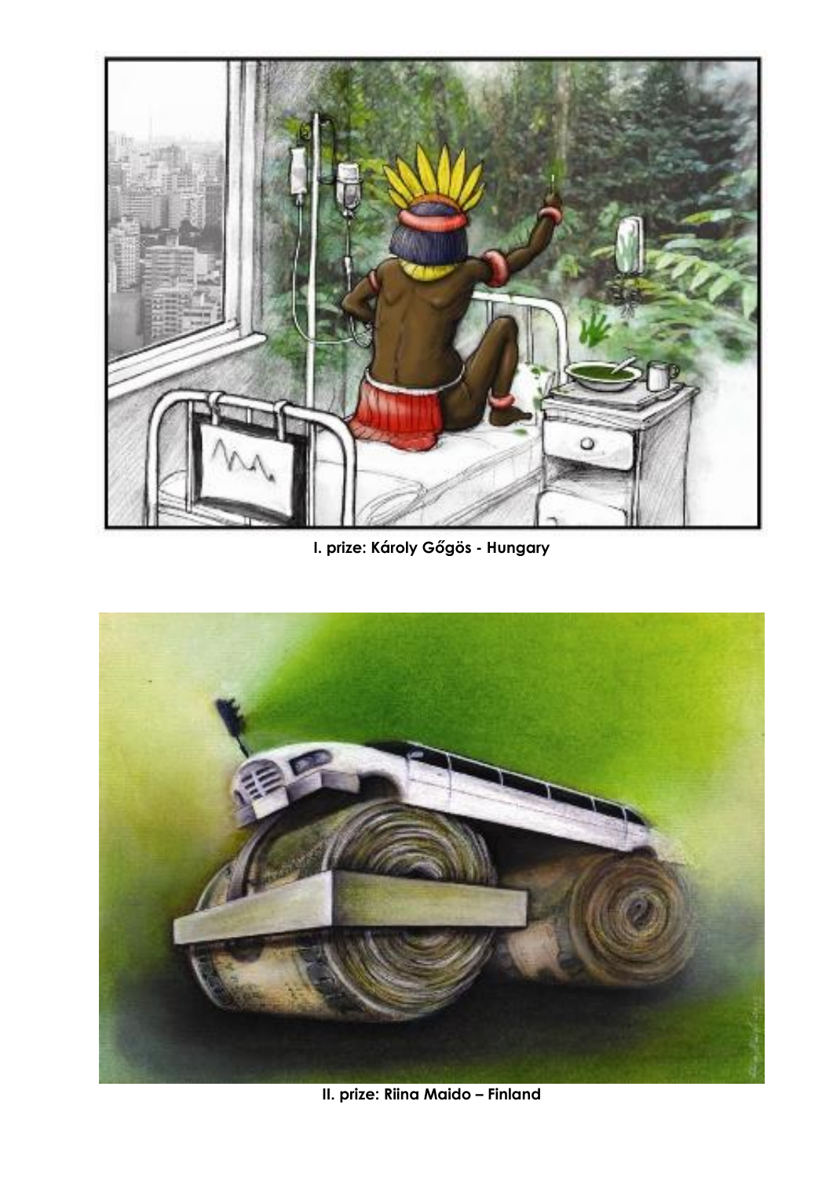**I. prize: Károly Gőgös - Hungary**

**II. prize: Riina Maido – Finland**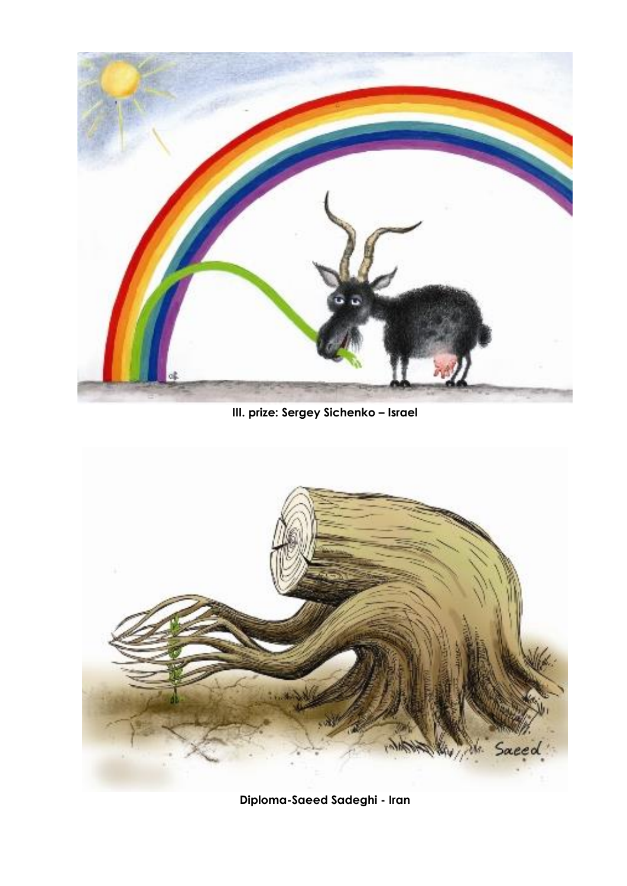**III. prize: Sergey Sichenko – Israel**

**Diploma-Saeed Sadeghi - Iran**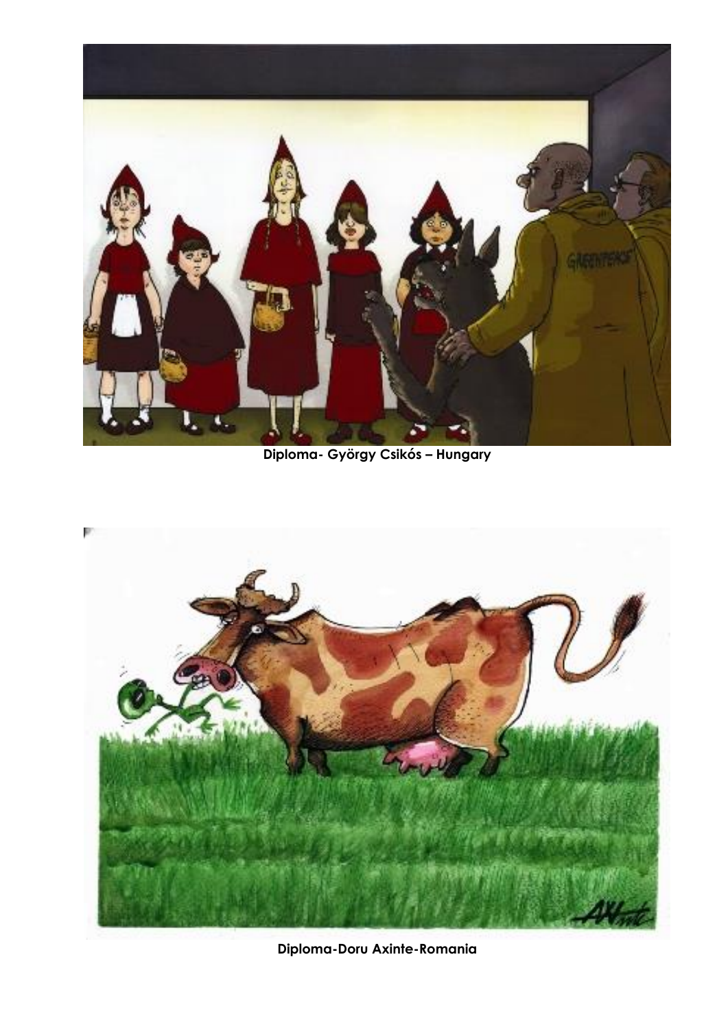**Diploma- György Csikós – Hungary**

**Diploma-Doru Axinte-Romania**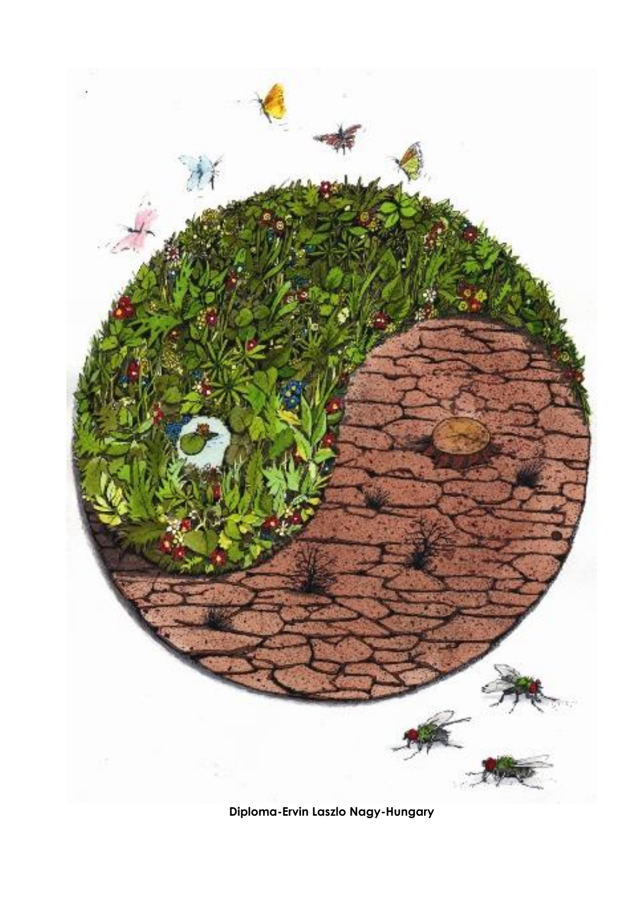**Diploma-Ervin Laszlo Nagy-Hungary**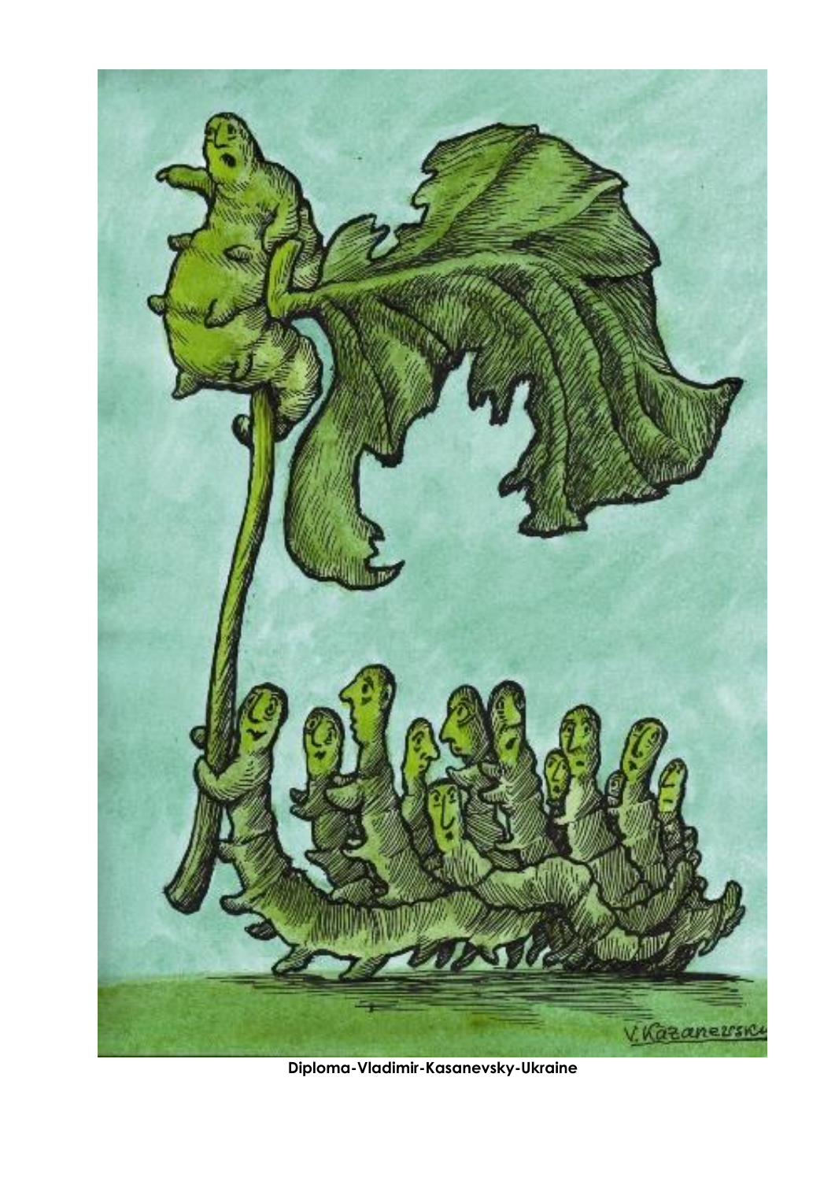**Diploma-Vladimir-Kasanevsky-Ukraine**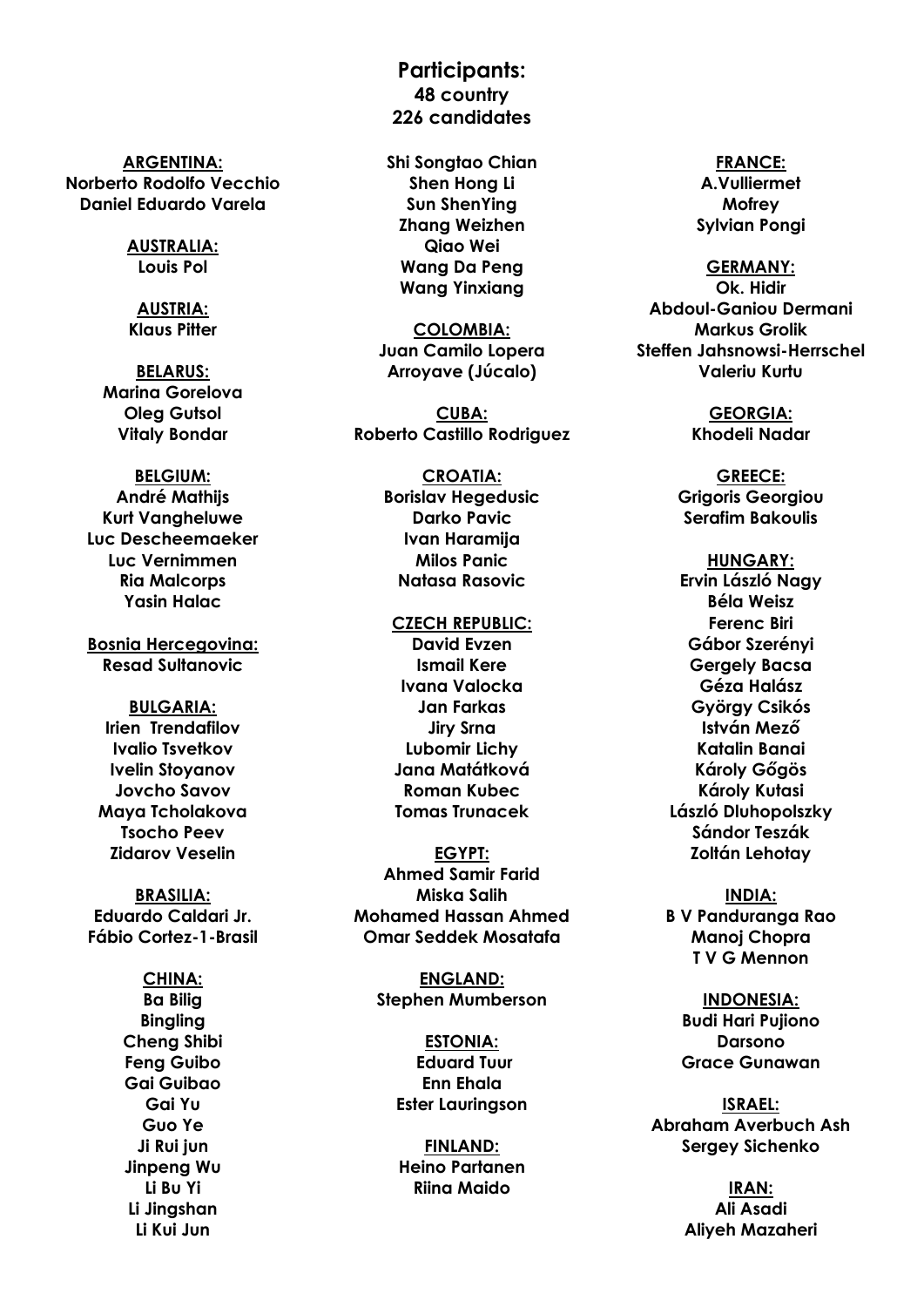**Participants:**
**48 country**
**226 candidates**

**ARGENTINA:**
**Norberto Rodolfo Vecchio**
**Daniel Eduardo Varela**

**AUSTRALIA:**
**Louis Pol**

**AUSTRIA:**
**Klaus Pitter**

**BELARUS:**
**Marina Gorelova**
**Oleg Gutsol**
**Vitaly Bondar**

**BELGIUM:**
**André Mathijs**
**Kurt Vangheluwe**
**Luc Descheemaeker**
**Luc Vernimmen**
**Ria Malcorps**
**Yasin Halac**

**Bosnia Hercegovina:**
**Resad Sultanovic**

**BULGARIA:**
**Irien Trendafilov**
**Ivalio Tsvetkov**
**Ivelin Stoyanov**
**Jovcho Savov**
**Maya Tcholakova**
**Tsocho Peev**
**Zidarov Veselin**

**BRASILIA:**
**Eduardo Caldari Jr.**
**Fábio Cortez-1-Brasil**

**CHINA:**
**Ba Bilig**
**Bingling**
**Cheng Shibi**
**Feng Guibo**
**Gai Guibao**
**Gai Yu**
**Guo Ye**
**Ji Rui jun**
**Jinpeng Wu**
**Li Bu Yi**
**Li Jingshan**
**Li Kui Jun**
**Shi Songtao Chian**
**Shen Hong Li**
**Sun ShenYing**
**Zhang Weizhen**
**Qiao Wei**
**Wang Da Peng**
**Wang Yinxiang**

**COLOMBIA:**
**Juan Camilo Lopera**
**Arroyave (Júcalo)**

**CUBA:**
**Roberto Castillo Rodriguez**

**CROATIA:**
**Borislav Hegedusic**
**Darko Pavic**
**Ivan Haramija**
**Milos Panic**
**Natasa Rasovic**

**CZECH REPUBLIC:**
**David Evzen**
**Ismail Kere**
**Ivana Valocka**
**Jan Farkas**
**Jiry Srna**
**Lubomir Lichy**
**Jana Matátková**
**Roman Kubec**
**Tomas Trunacek**

**EGYPT:**
**Ahmed Samir Farid**
**Miska Salih**
**Mohamed Hassan Ahmed**
**Omar Seddek Mosatafa**

**ENGLAND:**
**Stephen Mumberson**

**ESTONIA:**
**Eduard Tuur**
**Enn Ehala**
**Ester Lauringson**

**FINLAND:**
**Heino Partanen**
**Riina Maido**

**FRANCE:**
**A.Vulliermet**
**Mofrey**
**Sylvian Pongi**

**GERMANY:**
**Ok. Hidir**
**Abdoul-Ganiou Dermani**
**Markus Grolik**
**Steffen Jahsnowsi-Herrschel**
**Valeriu Kurtu**

**GEORGIA:**
**Khodeli Nadar**

**GREECE:**
**Grigoris Georgiou**
**Serafim Bakoulis**

**HUNGARY:**
**Ervin László Nagy**
**Béla Weisz**
**Ferenc Biri**
**Gábor Szerényi**
**Gergely Bacsa**
**Géza Halász**
**György Csikós**
**István Mező**
**Katalin Banai**
**Károly Gőgös**
**Károly Kutasi**
**László Dluhopolszky**
**Sándor Teszák**
**Zoltán Lehotay**

**INDIA:**
**B V Panduranga Rao**
**Manoj Chopra**
**T V G Mennon**

**INDONESIA:**
**Budi Hari Pujiono**
**Darsono**
**Grace Gunawan**

**ISRAEL:**
**Abraham Averbuch Ash**
**Sergey Sichenko**

**IRAN:**
**Ali Asadi**
**Aliyeh Mazaheri**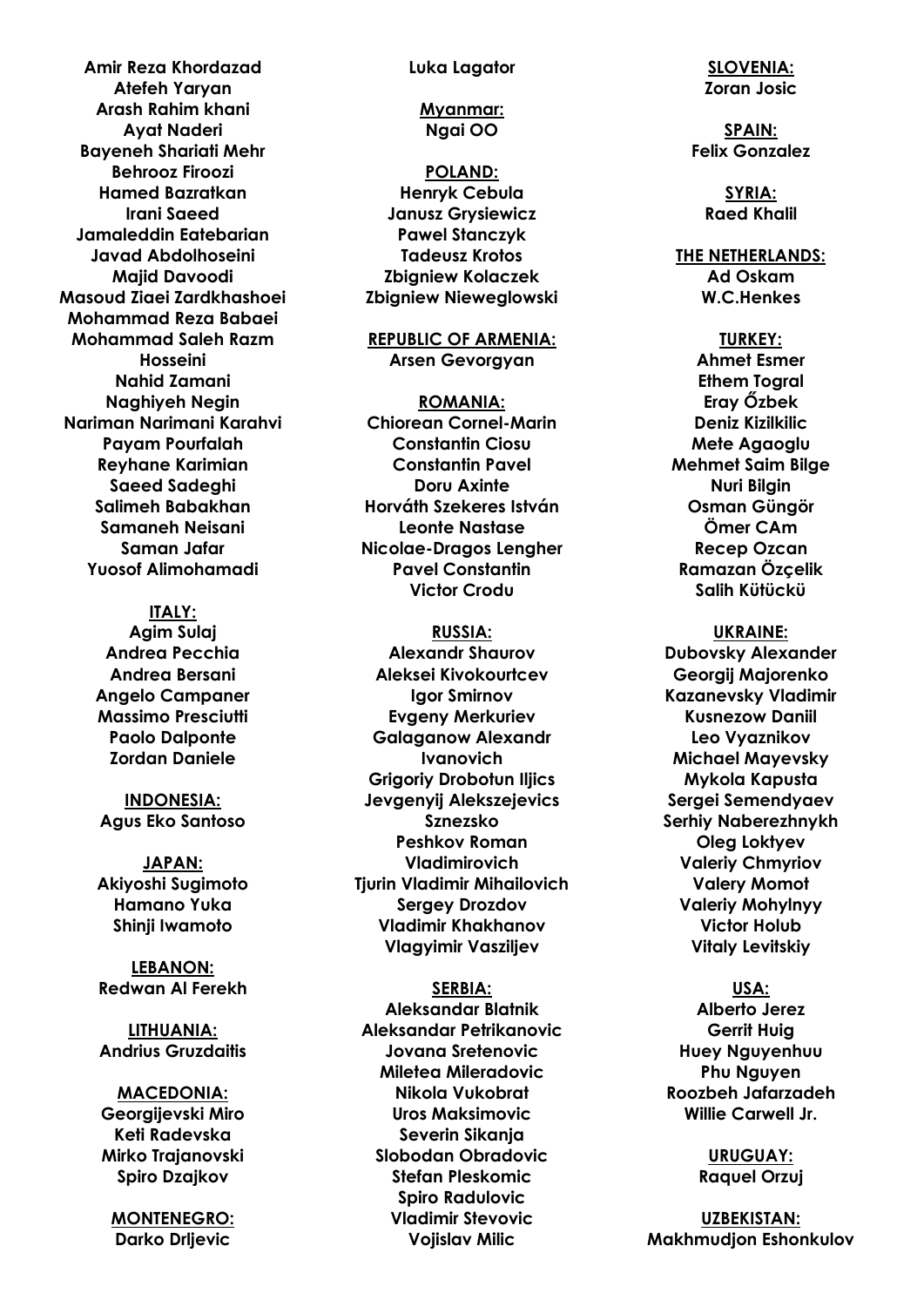**Amir Reza Khordazad**
**Atefeh Yaryan**
**Arash Rahim khani**
**Ayat Naderi**
**Bayeneh Shariati Mehr**
**Behrooz Firoozi**
**Hamed Bazratkan**
**Irani Saeed**
**Jamaleddin Eatebarian**
**Javad Abdolhoseini**
**Majid Davoodi**
**Masoud Ziaei Zardkhashoei**
**Mohammad Reza Babaei**
**Mohammad Saleh Razm Hosseini**
**Nahid Zamani**
**Naghiyeh Negin**
**Nariman Narimani Karahvi**
**Payam Pourfalah**
**Reyhane Karimian**
**Saeed Sadeghi**
**Salimeh Babakhan**
**Samaneh Neisani**
**Saman Jafar**
**Yuosof Alimohamadi**

**ITALY:**
**Agim Sulaj**
**Andrea Pecchia**
**Andrea Bersani**
**Angelo Campaner**
**Massimo Presciutti**
**Paolo Dalponte**
**Zordan Daniele**

**INDONESIA:**
**Agus Eko Santoso**

**JAPAN:**
**Akiyoshi Sugimoto**
**Hamano Yuka**
**Shinji Iwamoto**

**LEBANON:**
**Redwan Al Ferekh**

**LITHUANIA:**
**Andrius Gruzdaitis**

**MACEDONIA:**
**Georgijevski Miro**
**Keti Radevska**
**Mirko Trajanovski**
**Spiro Dzajkov**

**MONTENEGRO:**
**Darko Drljevic**
**Luka Lagator**

**Myanmar:**
**Ngai OO**

**POLAND:**
**Henryk Cebula**
**Janusz Grysiewicz**
**Pawel Stanczyk**
**Tadeusz Krotos**
**Zbigniew Kolaczek**
**Zbigniew Nieweglowski**

**REPUBLIC OF ARMENIA:**
**Arsen Gevorgyan**

**ROMANIA:**
**Chiorean Cornel-Marin**
**Constantin Ciosu**
**Constantin Pavel**
**Doru Axinte**
**Horváth Szekeres István**
**Leonte Nastase**
**Nicolae-Dragos Lengher**
**Pavel Constantin**
**Victor Crodu**

**RUSSIA:**
**Alexandr Shaurov**
**Aleksei Kivokourtcev**
**Igor Smirnov**
**Evgeny Merkuriev**
**Galaganow Alexandr Ivanovich**
**Grigoriy Drobotun Iljics**
**Jevgenyij Alekszejevics Sznezsko**
**Peshkov Roman Vladimirovich**
**Tjurin Vladimir Mihailovich**
**Sergey Drozdov**
**Vladimir Khakhanov**
**Vlagyimir Vasziljev**

**SERBIA:**
**Aleksandar Blatnik**
**Aleksandar Petrikanovic**
**Jovana Sretenovic**
**Miletea Mileradovic**
**Nikola Vukobrat**
**Uros Maksimovic**
**Severin Sikanja**
**Slobodan Obradovic**
**Stefan Pleskomic**
**Spiro Radulovic**
**Vladimir Stevovic**
**Vojislav Milic**

**SLOVENIA:**
**Zoran Josic**

**SPAIN:**
**Felix Gonzalez**

**SYRIA:**
**Raed Khalil**

**THE NETHERLANDS:**
**Ad Oskam**
**W.C.Henkes**

**TURKEY:**
**Ahmet Esmer**
**Ethem Togral**
**Eray Őzbek**
**Deniz Kizilkilic**
**Mete Agaoglu**
**Mehmet Saim Bilge**
**Nuri Bilgin**
**Osman Güngör**
**Ömer CAm**
**Recep Ozcan**
**Ramazan Özçelik**
**Salih Kütückü**

**UKRAINE:**
**Dubovsky Alexander**
**Georgij Majorenko**
**Kazanevsky Vladimir**
**Kusnezow Daniil**
**Leo Vyaznikov**
**Michael Mayevsky**
**Mykola Kapusta**
**Sergei Semendyaev**
**Serhiy Naberezhnykh**
**Oleg Loktyev**
**Valeriy Chmyriov**
**Valery Momot**
**Valeriy Mohylnyy**
**Victor Holub**
**Vitaly Levitskiy**

**USA:**
**Alberto Jerez**
**Gerrit Huig**
**Huey Nguyenhuu**
**Phu Nguyen**
**Roozbeh Jafarzadeh**
**Willie Carwell Jr.**

**URUGUAY:**
**Raquel Orzuj**

**UZBEKISTAN:**
**Makhmudjon Eshonkulov**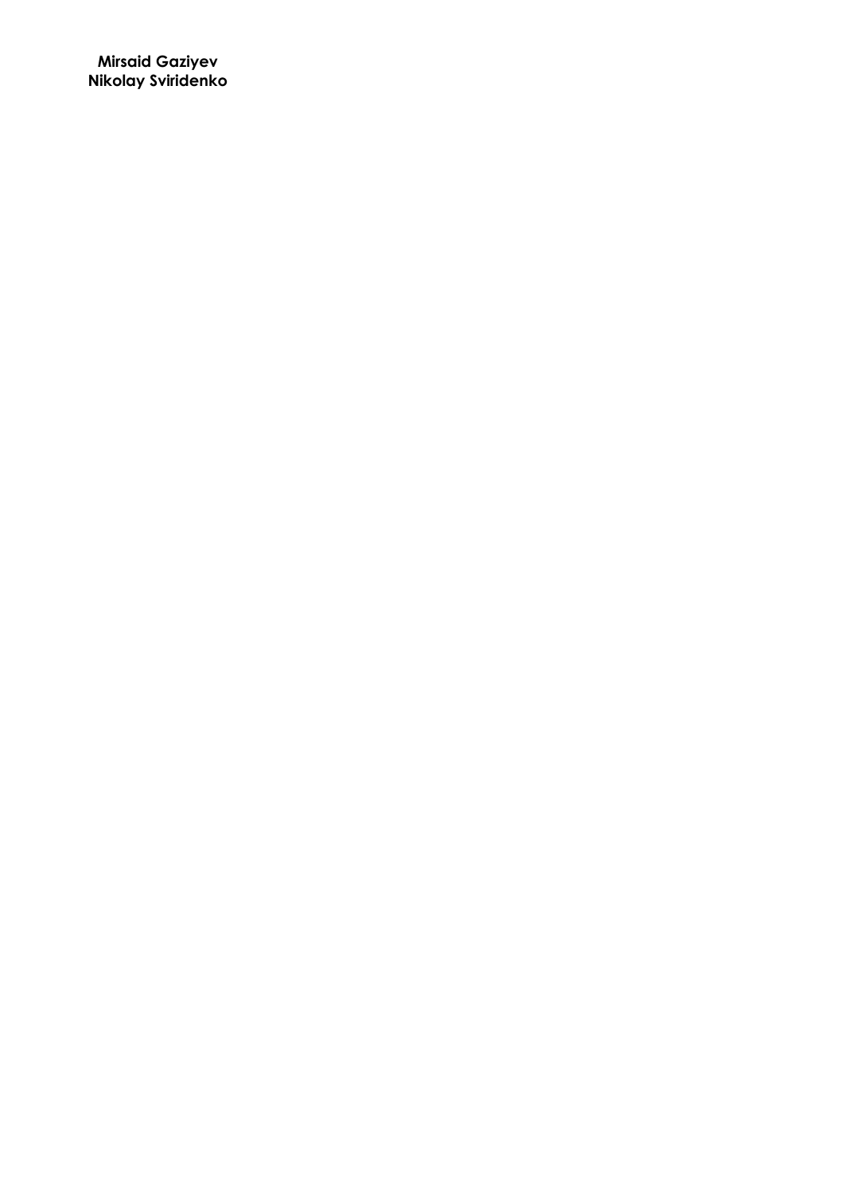**Mirsaid Gaziyev**
**Nikolay Sviridenko**